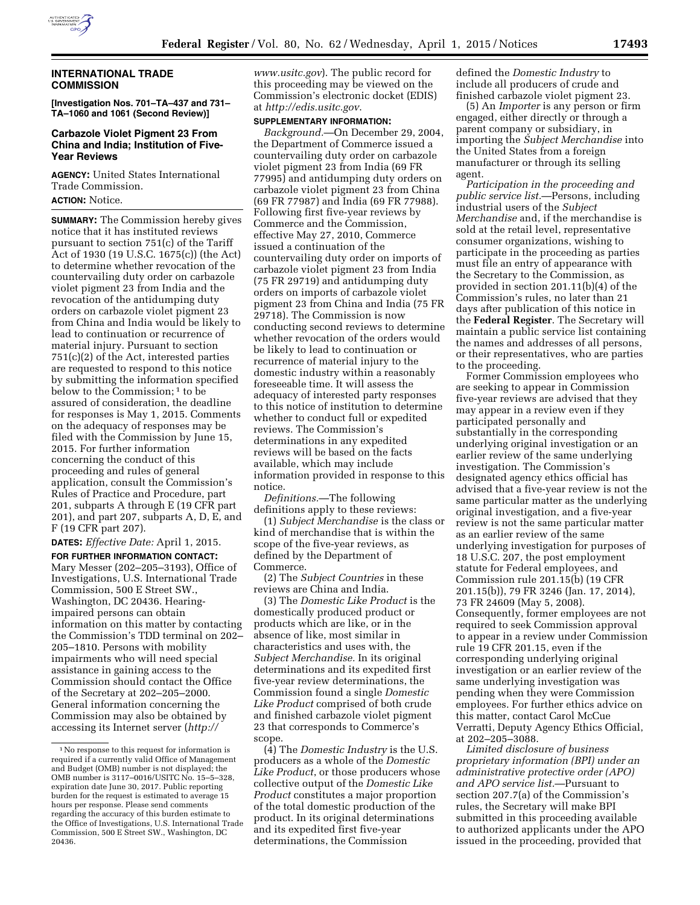## INTERNATIONAL TRADE COMMISSION

**[Investigation Nos. 701–TA–437 and 731–TA–1060 and 1061 (Second Review)]**

### Carbazole Violet Pigment 23 From China and India; Institution of Five-Year Reviews

**AGENCY:** United States International Trade Commission.

**ACTION:** Notice.

**SUMMARY:** The Commission hereby gives notice that it has instituted reviews pursuant to section 751(c) of the Tariff Act of 1930 (19 U.S.C. 1675(c)) (the Act) to determine whether revocation of the countervailing duty order on carbazole violet pigment 23 from India and the revocation of the antidumping duty orders on carbazole violet pigment 23 from China and India would be likely to lead to continuation or recurrence of material injury. Pursuant to section 751(c)(2) of the Act, interested parties are requested to respond to this notice by submitting the information specified below to the Commission; [1] to be assured of consideration, the deadline for responses is May 1, 2015. Comments on the adequacy of responses may be filed with the Commission by June 15, 2015. For further information concerning the conduct of this proceeding and rules of general application, consult the Commission's Rules of Practice and Procedure, part 201, subparts A through E (19 CFR part 201), and part 207, subparts A, D, E, and F (19 CFR part 207).

**DATES:** *Effective Date:* April 1, 2015.

**FOR FURTHER INFORMATION CONTACT:** Mary Messer (202–205–3193), Office of Investigations, U.S. International Trade Commission, 500 E Street SW., Washington, DC 20436. Hearing-impaired persons can obtain information on this matter by contacting the Commission's TDD terminal on 202–205–1810. Persons with mobility impairments who will need special assistance in gaining access to the Commission should contact the Office of the Secretary at 202–205–2000. General information concerning the Commission may also be obtained by accessing its Internet server (*http://www.usitc.gov*). The public record for this proceeding may be viewed on the Commission's electronic docket (EDIS) at *http://edis.usitc.gov*.

**SUPPLEMENTARY INFORMATION:**

*Background.*—On December 29, 2004, the Department of Commerce issued a countervailing duty order on carbazole violet pigment 23 from India (69 FR 77995) and antidumping duty orders on carbazole violet pigment 23 from China (69 FR 77987) and India (69 FR 77988). Following first five-year reviews by Commerce and the Commission, effective May 27, 2010, Commerce issued a continuation of the countervailing duty order on imports of carbazole violet pigment 23 from India (75 FR 29719) and antidumping duty orders on imports of carbazole violet pigment 23 from China and India (75 FR 29718). The Commission is now conducting second reviews to determine whether revocation of the orders would be likely to lead to continuation or recurrence of material injury to the domestic industry within a reasonably foreseeable time. It will assess the adequacy of interested party responses to this notice of institution to determine whether to conduct full or expedited reviews. The Commission's determinations in any expedited reviews will be based on the facts available, which may include information provided in response to this notice.

*Definitions.*—The following definitions apply to these reviews:

(1) *Subject Merchandise* is the class or kind of merchandise that is within the scope of the five-year reviews, as defined by the Department of Commerce.

(2) The *Subject Countries* in these reviews are China and India.

(3) The *Domestic Like Product* is the domestically produced product or products which are like, or in the absence of like, most similar in characteristics and uses with, the *Subject Merchandise.* In its original determinations and its expedited first five-year review determinations, the Commission found a single *Domestic Like Product* comprised of both crude and finished carbazole violet pigment 23 that corresponds to Commerce's scope.

(4) The *Domestic Industry* is the U.S. producers as a whole of the *Domestic Like Product*, or those producers whose collective output of the *Domestic Like Product* constitutes a major proportion of the total domestic production of the product. In its original determinations and its expedited first five-year determinations, the Commission defined the *Domestic Industry* to include all producers of crude and finished carbazole violet pigment 23.

(5) An *Importer* is any person or firm engaged, either directly or through a parent company or subsidiary, in importing the *Subject Merchandise* into the United States from a foreign manufacturer or through its selling agent.

*Participation in the proceeding and public service list.*—Persons, including industrial users of the *Subject Merchandise* and, if the merchandise is sold at the retail level, representative consumer organizations, wishing to participate in the proceeding as parties must file an entry of appearance with the Secretary to the Commission, as provided in section 201.11(b)(4) of the Commission's rules, no later than 21 days after publication of this notice in the **Federal Register**. The Secretary will maintain a public service list containing the names and addresses of all persons, or their representatives, who are parties to the proceeding.

Former Commission employees who are seeking to appear in Commission five-year reviews are advised that they may appear in a review even if they participated personally and substantially in the corresponding underlying original investigation or an earlier review of the same underlying investigation. The Commission's designated agency ethics official has advised that a five-year review is not the same particular matter as the underlying original investigation, and a five-year review is not the same particular matter as an earlier review of the same underlying investigation for purposes of 18 U.S.C. 207, the post employment statute for Federal employees, and Commission rule 201.15(b) (19 CFR 201.15(b)), 79 FR 3246 (Jan. 17, 2014), 73 FR 24609 (May 5, 2008). Consequently, former employees are not required to seek Commission approval to appear in a review under Commission rule 19 CFR 201.15, even if the corresponding underlying original investigation or an earlier review of the same underlying investigation was pending when they were Commission employees. For further ethics advice on this matter, contact Carol McCue Verratti, Deputy Agency Ethics Official, at 202–205–3088.

*Limited disclosure of business proprietary information (BPI) under an administrative protective order (APO) and APO service list.*—Pursuant to section 207.7(a) of the Commission's rules, the Secretary will make BPI submitted in this proceeding available to authorized applicants under the APO issued in the proceeding, provided that

---

[1] No response to this request for information is required if a currently valid Office of Management and Budget (OMB) number is not displayed; the OMB number is 3117–0016/USITC No. 15–5–328, expiration date June 30, 2017. Public reporting burden for the request is estimated to average 15 hours per response. Please send comments regarding the accuracy of this burden estimate to the Office of Investigations, U.S. International Trade Commission, 500 E Street SW., Washington, DC 20436.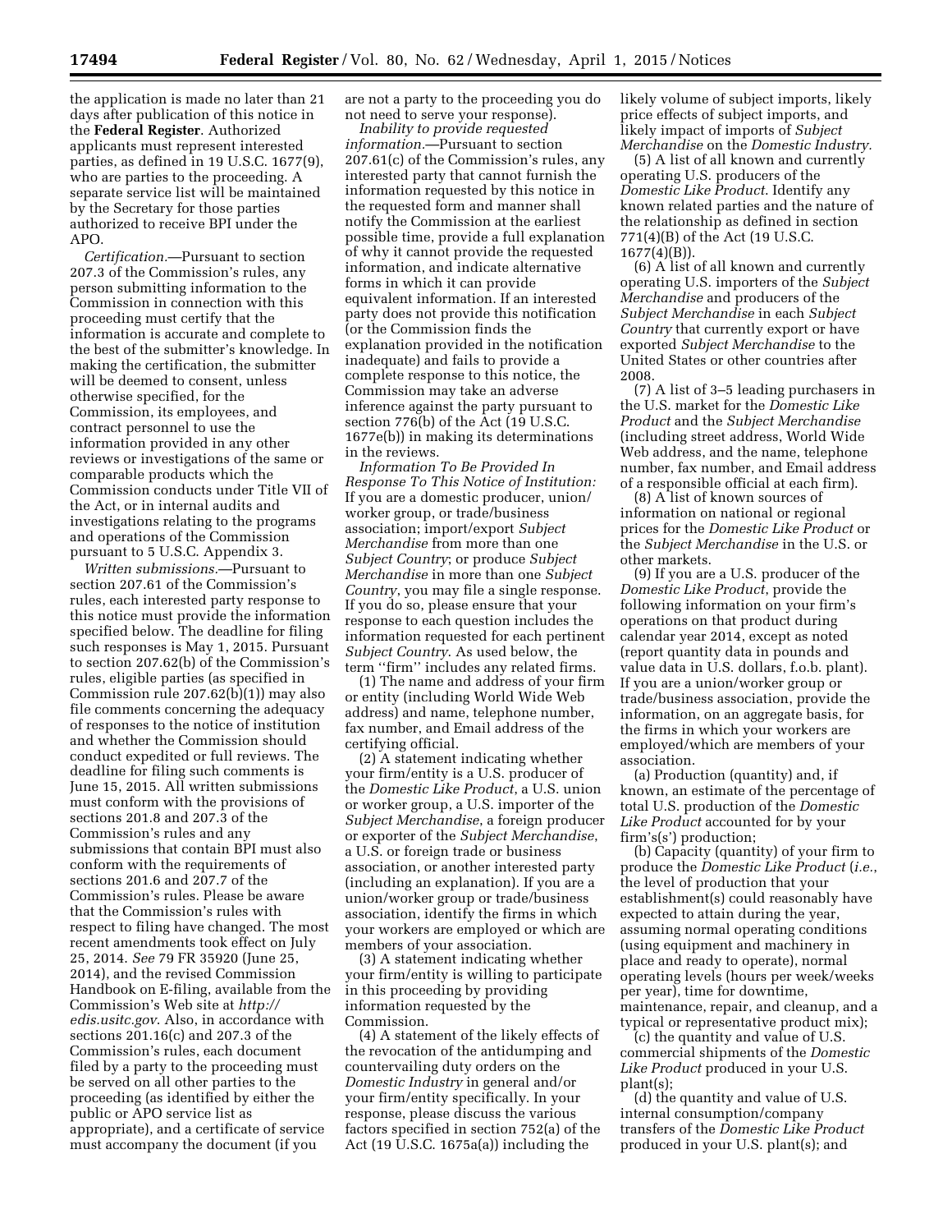the application is made no later than 21 days after publication of this notice in the **Federal Register**. Authorized applicants must represent interested parties, as defined in 19 U.S.C. 1677(9), who are parties to the proceeding. A separate service list will be maintained by the Secretary for those parties authorized to receive BPI under the APO.

*Certification.*—Pursuant to section 207.3 of the Commission's rules, any person submitting information to the Commission in connection with this proceeding must certify that the information is accurate and complete to the best of the submitter's knowledge. In making the certification, the submitter will be deemed to consent, unless otherwise specified, for the Commission, its employees, and contract personnel to use the information provided in any other reviews or investigations of the same or comparable products which the Commission conducts under Title VII of the Act, or in internal audits and investigations relating to the programs and operations of the Commission pursuant to 5 U.S.C. Appendix 3.

*Written submissions.*—Pursuant to section 207.61 of the Commission's rules, each interested party response to this notice must provide the information specified below. The deadline for filing such responses is May 1, 2015. Pursuant to section 207.62(b) of the Commission's rules, eligible parties (as specified in Commission rule 207.62(b)(1)) may also file comments concerning the adequacy of responses to the notice of institution and whether the Commission should conduct expedited or full reviews. The deadline for filing such comments is June 15, 2015. All written submissions must conform with the provisions of sections 201.8 and 207.3 of the Commission's rules and any submissions that contain BPI must also conform with the requirements of sections 201.6 and 207.7 of the Commission's rules. Please be aware that the Commission's rules with respect to filing have changed. The most recent amendments took effect on July 25, 2014. *See* 79 FR 35920 (June 25, 2014), and the revised Commission Handbook on E-filing, available from the Commission's Web site at *http://edis.usitc.gov*. Also, in accordance with sections 201.16(c) and 207.3 of the Commission's rules, each document filed by a party to the proceeding must be served on all other parties to the proceeding (as identified by either the public or APO service list as appropriate), and a certificate of service must accompany the document (if you are not a party to the proceeding you do not need to serve your response).

*Inability to provide requested information.*—Pursuant to section 207.61(c) of the Commission's rules, any interested party that cannot furnish the information requested by this notice in the requested form and manner shall notify the Commission at the earliest possible time, provide a full explanation of why it cannot provide the requested information, and indicate alternative forms in which it can provide equivalent information. If an interested party does not provide this notification (or the Commission finds the explanation provided in the notification inadequate) and fails to provide a complete response to this notice, the Commission may take an adverse inference against the party pursuant to section 776(b) of the Act (19 U.S.C. 1677e(b)) in making its determinations in the reviews.

*Information To Be Provided In Response To This Notice of Institution:* If you are a domestic producer, union/worker group, or trade/business association; import/export *Subject Merchandise* from more than one *Subject Country*; or produce *Subject Merchandise* in more than one *Subject Country*, you may file a single response. If you do so, please ensure that your response to each question includes the information requested for each pertinent *Subject Country*. As used below, the term "firm" includes any related firms.

(1) The name and address of your firm or entity (including World Wide Web address) and name, telephone number, fax number, and Email address of the certifying official.

(2) A statement indicating whether your firm/entity is a U.S. producer of the *Domestic Like Product*, a U.S. union or worker group, a U.S. importer of the *Subject Merchandise*, a foreign producer or exporter of the *Subject Merchandise*, a U.S. or foreign trade or business association, or another interested party (including an explanation). If you are a union/worker group or trade/business association, identify the firms in which your workers are employed or which are members of your association.

(3) A statement indicating whether your firm/entity is willing to participate in this proceeding by providing information requested by the Commission.

(4) A statement of the likely effects of the revocation of the antidumping and countervailing duty orders on the *Domestic Industry* in general and/or your firm/entity specifically. In your response, please discuss the various factors specified in section 752(a) of the Act (19 U.S.C. 1675a(a)) including the likely volume of subject imports, likely price effects of subject imports, and likely impact of imports of *Subject Merchandise* on the *Domestic Industry*.

(5) A list of all known and currently operating U.S. producers of the *Domestic Like Product*. Identify any known related parties and the nature of the relationship as defined in section 771(4)(B) of the Act (19 U.S.C. 1677(4)(B)).

(6) A list of all known and currently operating U.S. importers of the *Subject Merchandise* and producers of the *Subject Merchandise* in each *Subject Country* that currently export or have exported *Subject Merchandise* to the United States or other countries after 2008.

(7) A list of 3–5 leading purchasers in the U.S. market for the *Domestic Like Product* and the *Subject Merchandise* (including street address, World Wide Web address, and the name, telephone number, fax number, and Email address of a responsible official at each firm).

(8) A list of known sources of information on national or regional prices for the *Domestic Like Product* or the *Subject Merchandise* in the U.S. or other markets.

(9) If you are a U.S. producer of the *Domestic Like Product*, provide the following information on your firm's operations on that product during calendar year 2014, except as noted (report quantity data in pounds and value data in U.S. dollars, f.o.b. plant). If you are a union/worker group or trade/business association, provide the information, on an aggregate basis, for the firms in which your workers are employed/which are members of your association.

(a) Production (quantity) and, if known, an estimate of the percentage of total U.S. production of the *Domestic Like Product* accounted for by your firm's(s') production;

(b) Capacity (quantity) of your firm to produce the *Domestic Like Product* (*i.e.*, the level of production that your establishment(s) could reasonably have expected to attain during the year, assuming normal operating conditions (using equipment and machinery in place and ready to operate), normal operating levels (hours per week/weeks per year), time for downtime, maintenance, repair, and cleanup, and a typical or representative product mix);

(c) the quantity and value of U.S. commercial shipments of the *Domestic Like Product* produced in your U.S. plant(s);

(d) the quantity and value of U.S. internal consumption/company transfers of the *Domestic Like Product* produced in your U.S. plant(s); and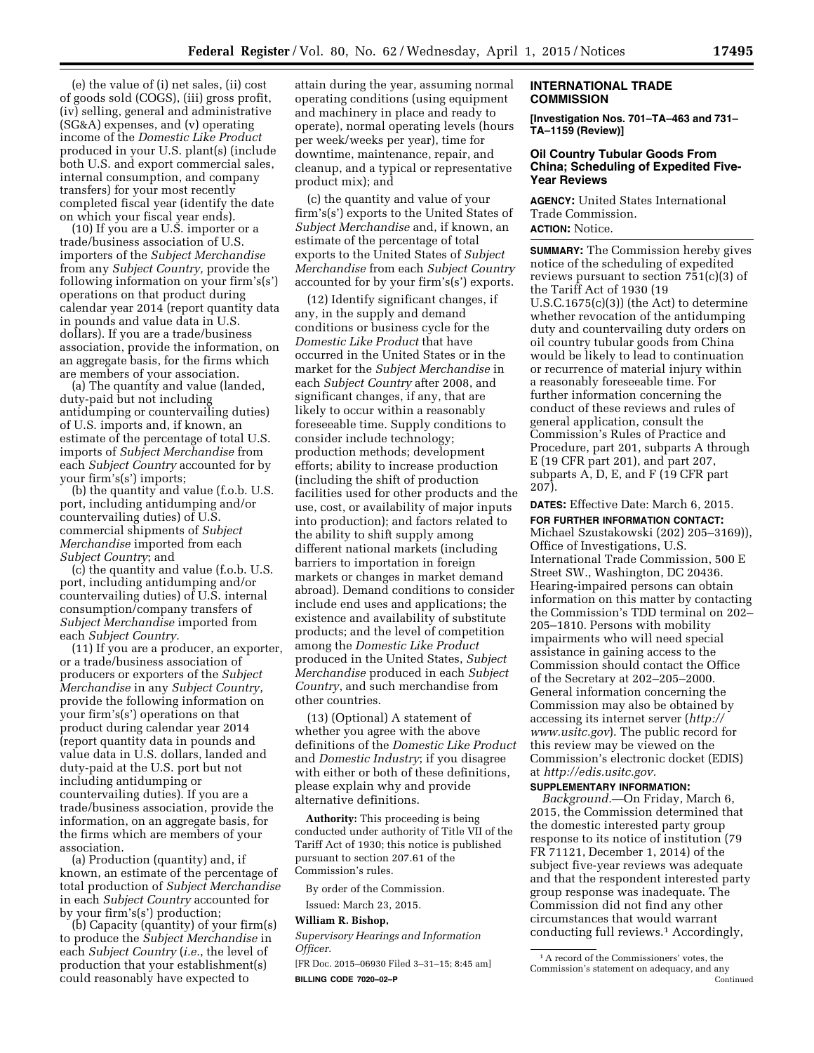(e) the value of (i) net sales, (ii) cost of goods sold (COGS), (iii) gross profit, (iv) selling, general and administrative (SG&A) expenses, and (v) operating income of the *Domestic Like Product* produced in your U.S. plant(s) (include both U.S. and export commercial sales, internal consumption, and company transfers) for your most recently completed fiscal year (identify the date on which your fiscal year ends).

(10) If you are a U.S. importer or a trade/business association of U.S. importers of the *Subject Merchandise* from any *Subject Country,* provide the following information on your firm's(s') operations on that product during calendar year 2014 (report quantity data in pounds and value data in U.S. dollars). If you are a trade/business association, provide the information, on an aggregate basis, for the firms which are members of your association.

(a) The quantity and value (landed, duty-paid but not including antidumping or countervailing duties) of U.S. imports and, if known, an estimate of the percentage of total U.S. imports of *Subject Merchandise* from each *Subject Country* accounted for by your firm's(s') imports;

(b) the quantity and value (f.o.b. U.S. port, including antidumping and/or countervailing duties) of U.S. commercial shipments of *Subject Merchandise* imported from each *Subject Country*; and

(c) the quantity and value (f.o.b. U.S. port, including antidumping and/or countervailing duties) of U.S. internal consumption/company transfers of *Subject Merchandise* imported from each *Subject Country.*

(11) If you are a producer, an exporter, or a trade/business association of producers or exporters of the *Subject Merchandise* in any *Subject Country*, provide the following information on your firm's(s') operations on that product during calendar year 2014 (report quantity data in pounds and value data in U.S. dollars, landed and duty-paid at the U.S. port but not including antidumping or countervailing duties). If you are a trade/business association, provide the information, on an aggregate basis, for the firms which are members of your association.

(a) Production (quantity) and, if known, an estimate of the percentage of total production of *Subject Merchandise* in each *Subject Country* accounted for by your firm's(s') production;

(b) Capacity (quantity) of your firm(s) to produce the *Subject Merchandise* in each *Subject Country* (*i.e.*, the level of production that your establishment(s) could reasonably have expected to attain during the year, assuming normal operating conditions (using equipment and machinery in place and ready to operate), normal operating levels (hours per week/weeks per year), time for downtime, maintenance, repair, and cleanup, and a typical or representative product mix); and

(c) the quantity and value of your firm's(s') exports to the United States of *Subject Merchandise* and, if known, an estimate of the percentage of total exports to the United States of *Subject Merchandise* from each *Subject Country* accounted for by your firm's(s') exports.

(12) Identify significant changes, if any, in the supply and demand conditions or business cycle for the *Domestic Like Product* that have occurred in the United States or in the market for the *Subject Merchandise* in each *Subject Country* after 2008, and significant changes, if any, that are likely to occur within a reasonably foreseeable time. Supply conditions to consider include technology; production methods; development efforts; ability to increase production (including the shift of production facilities used for other products and the use, cost, or availability of major inputs into production); and factors related to the ability to shift supply among different national markets (including barriers to importation in foreign markets or changes in market demand abroad). Demand conditions to consider include end uses and applications; the existence and availability of substitute products; and the level of competition among the *Domestic Like Product* produced in the United States, *Subject Merchandise* produced in each *Subject Country*, and such merchandise from other countries.

(13) (Optional) A statement of whether you agree with the above definitions of the *Domestic Like Product* and *Domestic Industry*; if you disagree with either or both of these definitions, please explain why and provide alternative definitions.

**Authority:** This proceeding is being conducted under authority of Title VII of the Tariff Act of 1930; this notice is published pursuant to section 207.61 of the Commission's rules.

By order of the Commission.

Issued: March 23, 2015.

**William R. Bishop,**

*Supervisory Hearings and Information Officer.*

[FR Doc. 2015–06930 Filed 3–31–15; 8:45 am]

**BILLING CODE 7020–02–P**

## INTERNATIONAL TRADE COMMISSION

**[Investigation Nos. 701–TA–463 and 731–TA–1159 (Review)]**

### Oil Country Tubular Goods From China; Scheduling of Expedited Five-Year Reviews

**AGENCY:** United States International Trade Commission.

**ACTION:** Notice.

**SUMMARY:** The Commission hereby gives notice of the scheduling of expedited reviews pursuant to section 751(c)(3) of the Tariff Act of 1930 (19 U.S.C.1675(c)(3)) (the Act) to determine whether revocation of the antidumping duty and countervailing duty orders on oil country tubular goods from China would be likely to lead to continuation or recurrence of material injury within a reasonably foreseeable time. For further information concerning the conduct of these reviews and rules of general application, consult the Commission's Rules of Practice and Procedure, part 201, subparts A through E (19 CFR part 201), and part 207, subparts A, D, E, and F (19 CFR part 207).

**DATES:** Effective Date: March 6, 2015.

**FOR FURTHER INFORMATION CONTACT:** Michael Szustakowski (202) 205–3169)), Office of Investigations, U.S. International Trade Commission, 500 E Street SW., Washington, DC 20436. Hearing-impaired persons can obtain information on this matter by contacting the Commission's TDD terminal on 202–205–1810. Persons with mobility impairments who will need special assistance in gaining access to the Commission should contact the Office of the Secretary at 202–205–2000. General information concerning the Commission may also be obtained by accessing its internet server (*http://www.usitc.gov*). The public record for this review may be viewed on the Commission's electronic docket (EDIS) at *http://edis.usitc.gov.*

**SUPPLEMENTARY INFORMATION:**

*Background.*—On Friday, March 6, 2015, the Commission determined that the domestic interested party group response to its notice of institution (79 FR 71121, December 1, 2014) of the subject five-year reviews was adequate and that the respondent interested party group response was inadequate. The Commission did not find any other circumstances that would warrant conducting full reviews.[1] Accordingly,

[1] A record of the Commissioners' votes, the Commission's statement on adequacy, and any Continued